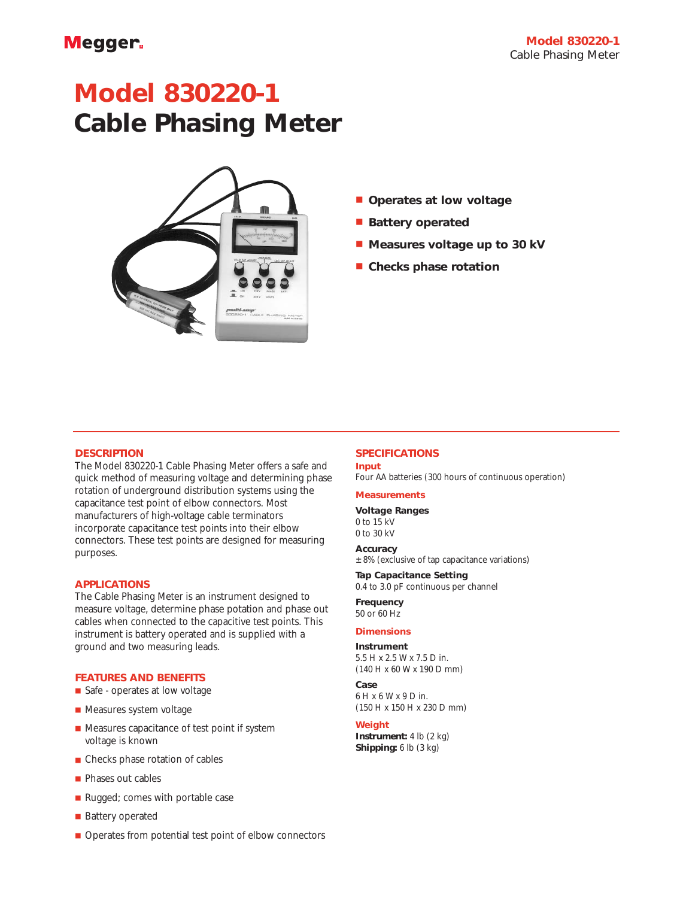# Model 830220-1
# Cable Phasing Meter

- Operates at low voltage
- Battery operated
- Measures voltage up to 30 kV
- Checks phase rotation

## DESCRIPTION

The Model 830220-1 Cable Phasing Meter offers a safe and quick method of measuring voltage and determining phase rotation of underground distribution systems using the capacitance test point of elbow connectors. Most manufacturers of high-voltage cable terminators incorporate capacitance test points into their elbow connectors. These test points are designed for measuring purposes.

## APPLICATIONS

The Cable Phasing Meter is an instrument designed to measure voltage, determine phase potation and phase out cables when connected to the capacitive test points. This instrument is battery operated and is supplied with a ground and two measuring leads.

## FEATURES AND BENEFITS

- Safe - operates at low voltage
- Measures system voltage
- Measures capacitance of test point if system voltage is known
- Checks phase rotation of cables
- Phases out cables
- Rugged; comes with portable case
- Battery operated
- Operates from potential test point of elbow connectors

## SPECIFICATIONS

### Input

Four AA batteries (300 hours of continuous operation)

### Measurements

**Voltage Ranges**
0 to 15 kV
0 to 30 kV

**Accuracy**
± 8% (exclusive of tap capacitance variations)

**Tap Capacitance Setting**
0.4 to 3.0 pF continuous per channel

**Frequency**
50 or 60 Hz

### Dimensions

**Instrument**
5.5 H x 2.5 W x 7.5 D in.
(140 H x 60 W x 190 D mm)

**Case**
6 H x 6 W x 9 D in.
(150 H x 150 H x 230 D mm)

### Weight

**Instrument:** 4 lb (2 kg)
**Shipping:** 6 lb (3 kg)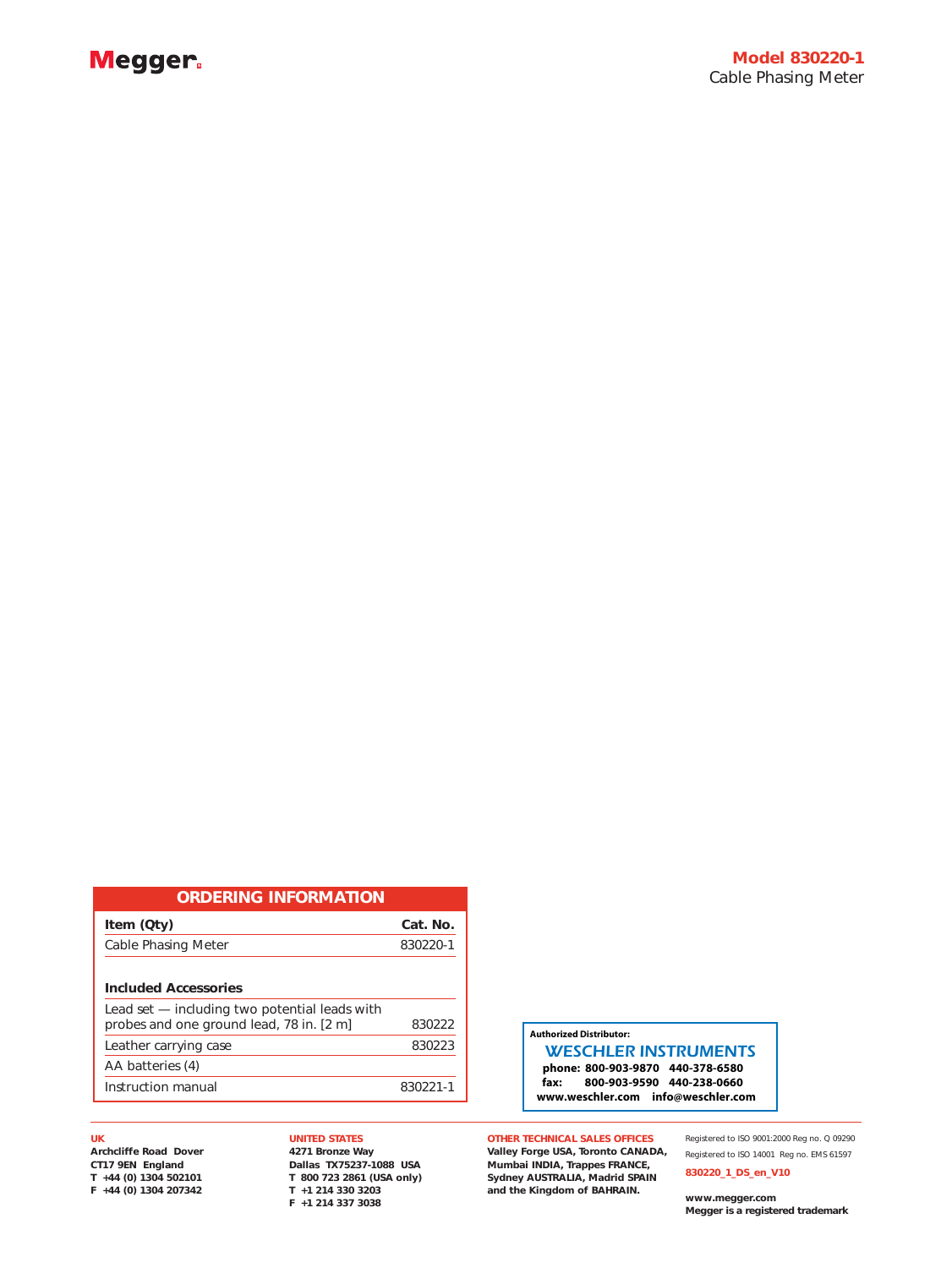Megger

**Model 830220-1**
Cable Phasing Meter

## ORDERING INFORMATION

| Item (Qty) | Cat. No. |
|---|---|
| Cable Phasing Meter | 830220-1 |
| **Included Accessories** | |
| Lead set — including two potential leads with probes and one ground lead, 78 in. [2 m] | 830222 |
| Leather carrying case | 830223 |
| AA batteries (4) | |
| Instruction manual | 830221-1 |

**Authorized Distributor:**
**WESCHLER INSTRUMENTS**
**phone: 800-903-9870 440-378-6580**
**fax: 800-903-9590 440-238-0660**
**www.weschler.com info@weschler.com**

**UK**
**Archcliffe Road Dover**
**CT17 9EN England**
**T +44 (0) 1304 502101**
**F +44 (0) 1304 207342**

**UNITED STATES**
**4271 Bronze Way**
**Dallas TX75237-1088 USA**
**T 800 723 2861 (USA only)**
**T +1 214 330 3203**
**F +1 214 337 3038**

**OTHER TECHNICAL SALES OFFICES**
**Valley Forge USA, Toronto CANADA, Mumbai INDIA, Trappes FRANCE, Sydney AUSTRALIA, Madrid SPAIN and the Kingdom of BAHRAIN.**

Registered to ISO 9001:2000 Reg no. Q 09290
Registered to ISO 14001 Reg no. EMS 61597

**830220_1_DS_en_V10**

**www.megger.com**
**Megger is a registered trademark**